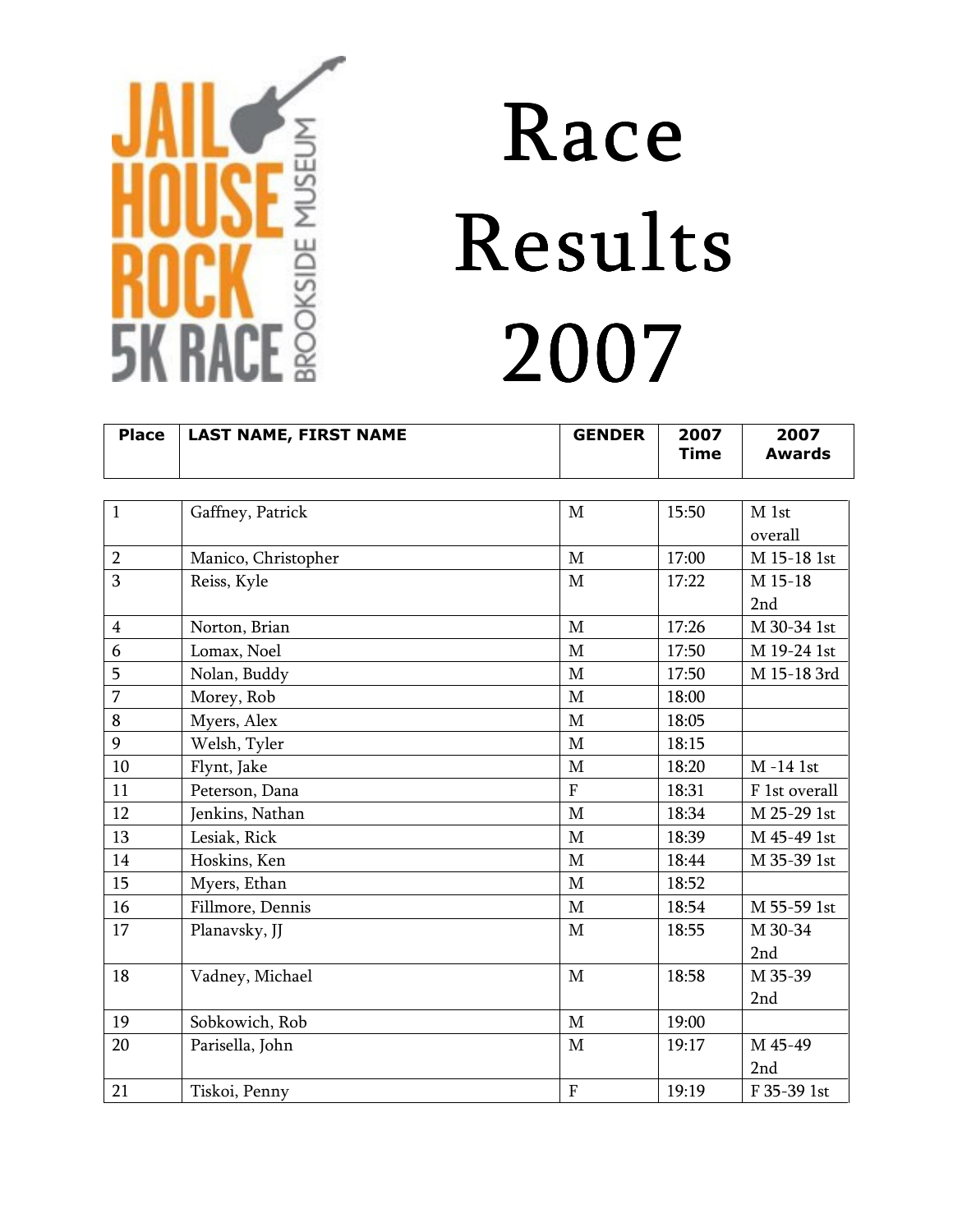JAIL HOUSE ROCK 5K RACE BROOKSIDE MUSEUM

# Race Results 2007

| Place | LAST NAME, FIRST NAME | GENDER | 2007 Time | 2007 Awards |
|---|---|---|---|---|
| 1 | Gaffney, Patrick | M | 15:50 | M 1st overall |
| 2 | Manico, Christopher | M | 17:00 | M 15-18 1st |
| 3 | Reiss, Kyle | M | 17:22 | M 15-18 2nd |
| 4 | Norton, Brian | M | 17:26 | M 30-34 1st |
| 6 | Lomax, Noel | M | 17:50 | M 19-24 1st |
| 5 | Nolan, Buddy | M | 17:50 | M 15-18 3rd |
| 7 | Morey, Rob | M | 18:00 | |
| 8 | Myers, Alex | M | 18:05 | |
| 9 | Welsh, Tyler | M | 18:15 | |
| 10 | Flynt, Jake | M | 18:20 | M -14 1st |
| 11 | Peterson, Dana | F | 18:31 | F 1st overall |
| 12 | Jenkins, Nathan | M | 18:34 | M 25-29 1st |
| 13 | Lesiak, Rick | M | 18:39 | M 45-49 1st |
| 14 | Hoskins, Ken | M | 18:44 | M 35-39 1st |
| 15 | Myers, Ethan | M | 18:52 | |
| 16 | Fillmore, Dennis | M | 18:54 | M 55-59 1st |
| 17 | Planavsky, JJ | M | 18:55 | M 30-34 2nd |
| 18 | Vadney, Michael | M | 18:58 | M 35-39 2nd |
| 19 | Sobkowich, Rob | M | 19:00 | |
| 20 | Parisella, John | M | 19:17 | M 45-49 2nd |
| 21 | Tiskoi, Penny | F | 19:19 | F 35-39 1st |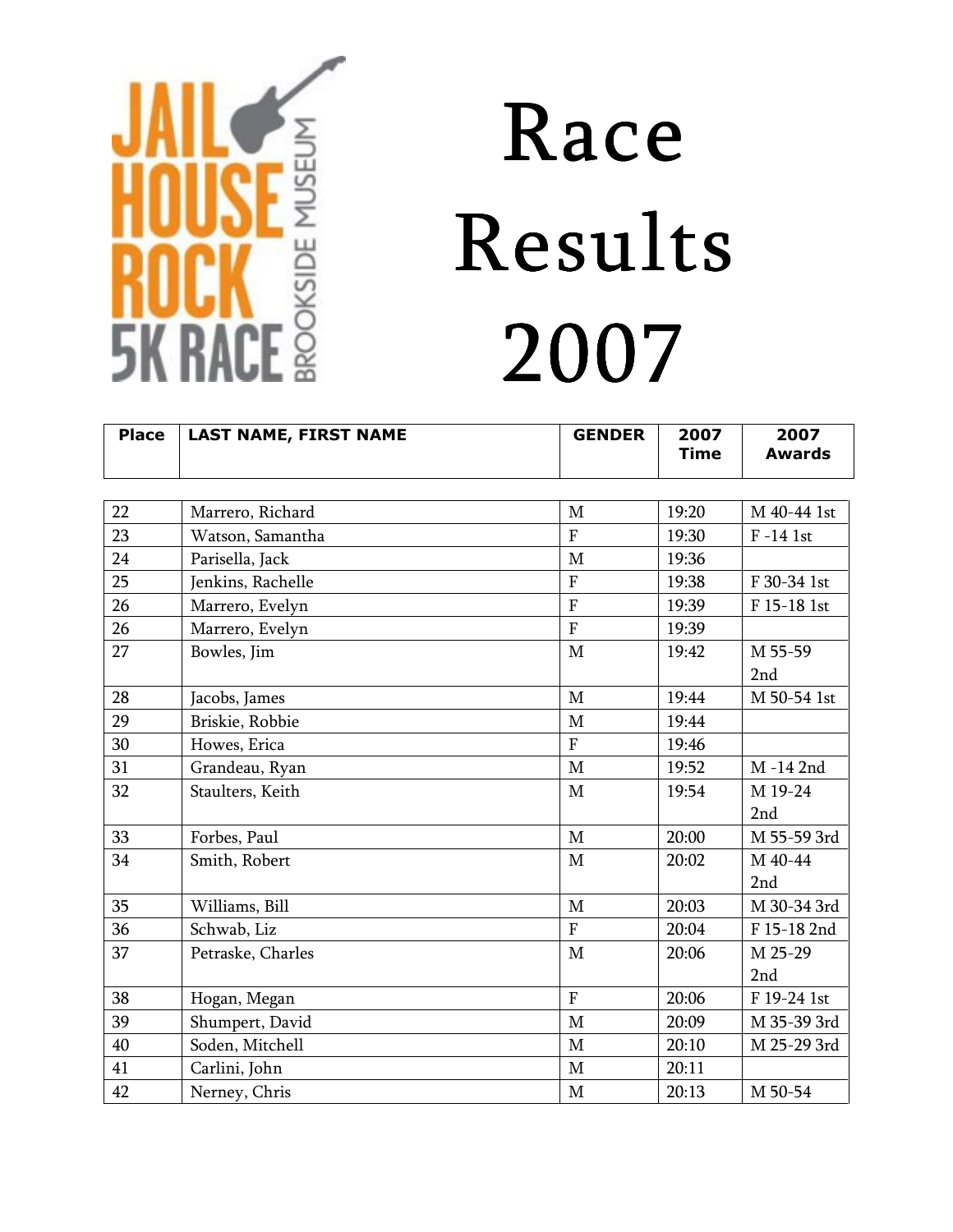# Race Results 2007

| Place | LAST NAME, FIRST NAME | GENDER | 2007 Time | 2007 Awards |
|---|---|---|---|---|
| 22 | Marrero, Richard | M | 19:20 | M 40-44 1st |
| 23 | Watson, Samantha | F | 19:30 | F -14 1st |
| 24 | Parisella, Jack | M | 19:36 | |
| 25 | Jenkins, Rachelle | F | 19:38 | F 30-34 1st |
| 26 | Marrero, Evelyn | F | 19:39 | F 15-18 1st |
| 26 | Marrero, Evelyn | F | 19:39 | |
| 27 | Bowles, Jim | M | 19:42 | M 55-59 2nd |
| 28 | Jacobs, James | M | 19:44 | M 50-54 1st |
| 29 | Briskie, Robbie | M | 19:44 | |
| 30 | Howes, Erica | F | 19:46 | |
| 31 | Grandeau, Ryan | M | 19:52 | M -14 2nd |
| 32 | Staulters, Keith | M | 19:54 | M 19-24 2nd |
| 33 | Forbes, Paul | M | 20:00 | M 55-59 3rd |
| 34 | Smith, Robert | M | 20:02 | M 40-44 2nd |
| 35 | Williams, Bill | M | 20:03 | M 30-34 3rd |
| 36 | Schwab, Liz | F | 20:04 | F 15-18 2nd |
| 37 | Petraske, Charles | M | 20:06 | M 25-29 2nd |
| 38 | Hogan, Megan | F | 20:06 | F 19-24 1st |
| 39 | Shumpert, David | M | 20:09 | M 35-39 3rd |
| 40 | Soden, Mitchell | M | 20:10 | M 25-29 3rd |
| 41 | Carlini, John | M | 20:11 | |
| 42 | Nerney, Chris | M | 20:13 | M 50-54 |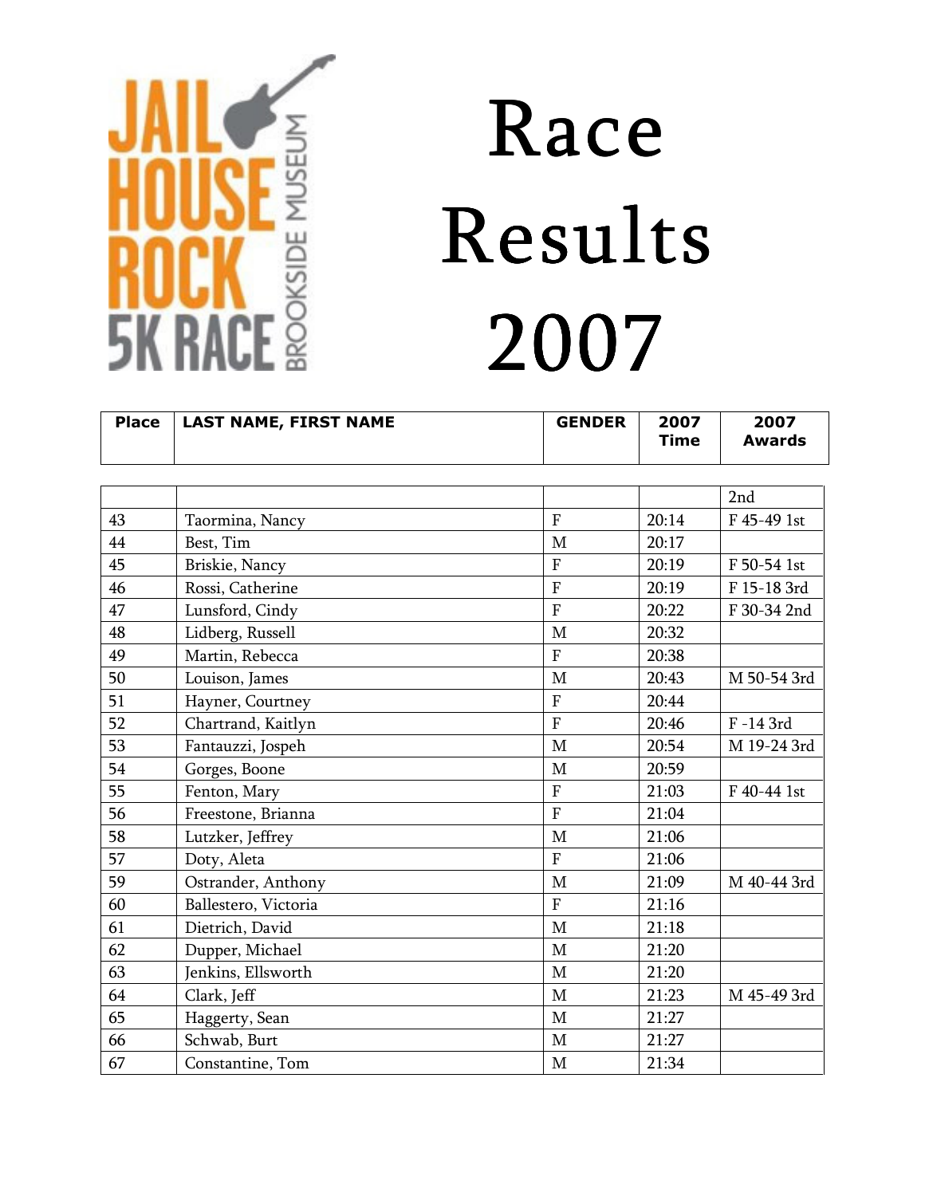JAIL HOUSE ROCK 5K RACE BROOKSIDE MUSEUM

# Race Results 2007

| Place | LAST NAME, FIRST NAME | GENDER | 2007 Time | 2007 Awards |
|---|---|---|---|---|
| | | | | 2nd |
| 43 | Taormina, Nancy | F | 20:14 | F 45-49 1st |
| 44 | Best, Tim | M | 20:17 | |
| 45 | Briskie, Nancy | F | 20:19 | F 50-54 1st |
| 46 | Rossi, Catherine | F | 20:19 | F 15-18 3rd |
| 47 | Lunsford, Cindy | F | 20:22 | F 30-34 2nd |
| 48 | Lidberg, Russell | M | 20:32 | |
| 49 | Martin, Rebecca | F | 20:38 | |
| 50 | Louison, James | M | 20:43 | M 50-54 3rd |
| 51 | Hayner, Courtney | F | 20:44 | |
| 52 | Chartrand, Kaitlyn | F | 20:46 | F -14 3rd |
| 53 | Fantauzzi, Jospeh | M | 20:54 | M 19-24 3rd |
| 54 | Gorges, Boone | M | 20:59 | |
| 55 | Fenton, Mary | F | 21:03 | F 40-44 1st |
| 56 | Freestone, Brianna | F | 21:04 | |
| 58 | Lutzker, Jeffrey | M | 21:06 | |
| 57 | Doty, Aleta | F | 21:06 | |
| 59 | Ostrander, Anthony | M | 21:09 | M 40-44 3rd |
| 60 | Ballestero, Victoria | F | 21:16 | |
| 61 | Dietrich, David | M | 21:18 | |
| 62 | Dupper, Michael | M | 21:20 | |
| 63 | Jenkins, Ellsworth | M | 21:20 | |
| 64 | Clark, Jeff | M | 21:23 | M 45-49 3rd |
| 65 | Haggerty, Sean | M | 21:27 | |
| 66 | Schwab, Burt | M | 21:27 | |
| 67 | Constantine, Tom | M | 21:34 | |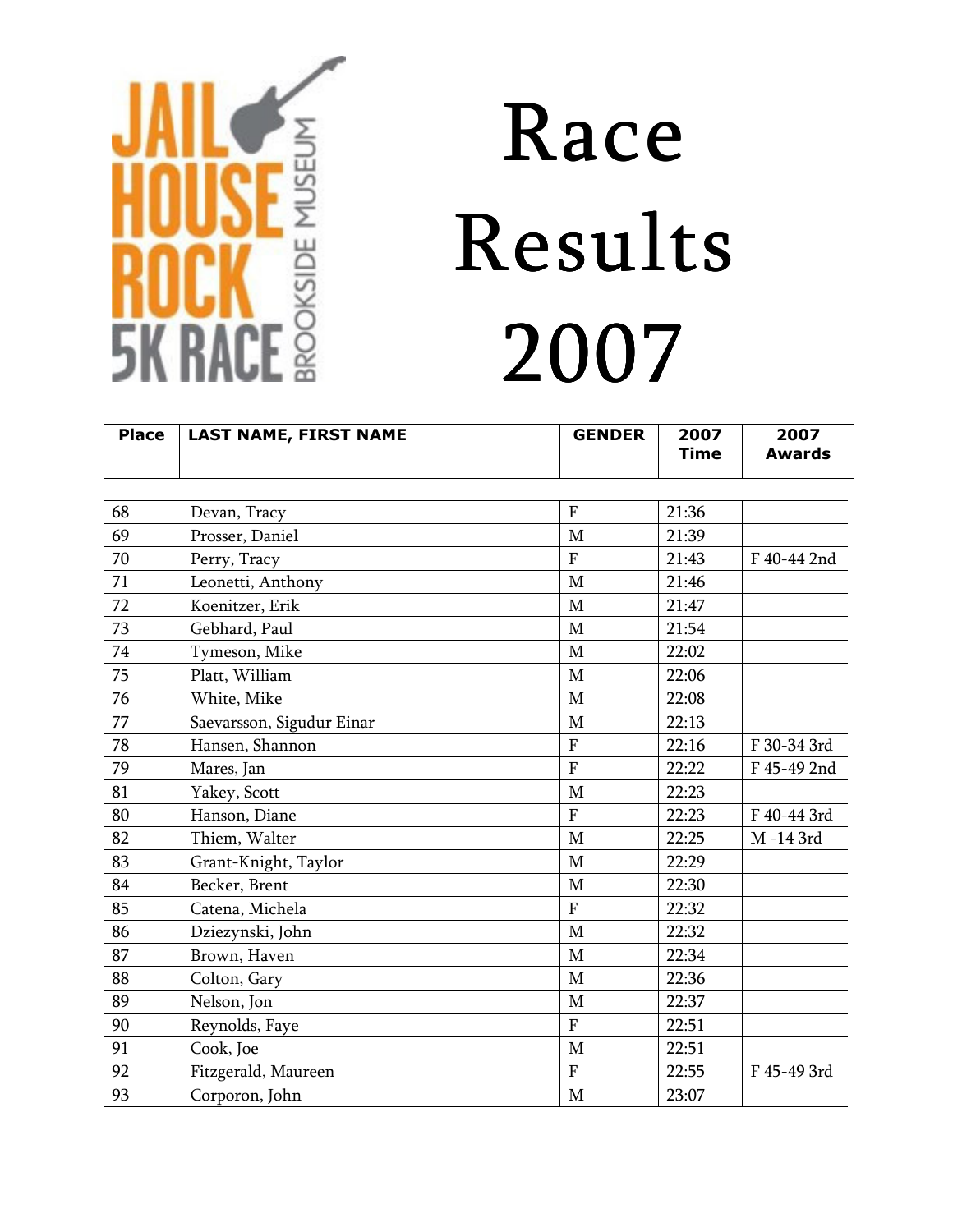# Race Results 2007

JAIL HOUSE ROCK 5K RACE BROOKSIDE MUSEUM

| Place | LAST NAME, FIRST NAME | GENDER | 2007 Time | 2007 Awards |
|---|---|---|---|---|
| 68 | Devan, Tracy | F | 21:36 | |
| 69 | Prosser, Daniel | M | 21:39 | |
| 70 | Perry, Tracy | F | 21:43 | F 40-44 2nd |
| 71 | Leonetti, Anthony | M | 21:46 | |
| 72 | Koenitzer, Erik | M | 21:47 | |
| 73 | Gebhard, Paul | M | 21:54 | |
| 74 | Tymeson, Mike | M | 22:02 | |
| 75 | Platt, William | M | 22:06 | |
| 76 | White, Mike | M | 22:08 | |
| 77 | Saevarsson, Sigudur Einar | M | 22:13 | |
| 78 | Hansen, Shannon | F | 22:16 | F 30-34 3rd |
| 79 | Mares, Jan | F | 22:22 | F 45-49 2nd |
| 81 | Yakey, Scott | M | 22:23 | |
| 80 | Hanson, Diane | F | 22:23 | F 40-44 3rd |
| 82 | Thiem, Walter | M | 22:25 | M -14 3rd |
| 83 | Grant-Knight, Taylor | M | 22:29 | |
| 84 | Becker, Brent | M | 22:30 | |
| 85 | Catena, Michela | F | 22:32 | |
| 86 | Dziezynski, John | M | 22:32 | |
| 87 | Brown, Haven | M | 22:34 | |
| 88 | Colton, Gary | M | 22:36 | |
| 89 | Nelson, Jon | M | 22:37 | |
| 90 | Reynolds, Faye | F | 22:51 | |
| 91 | Cook, Joe | M | 22:51 | |
| 92 | Fitzgerald, Maureen | F | 22:55 | F 45-49 3rd |
| 93 | Corporon, John | M | 23:07 | |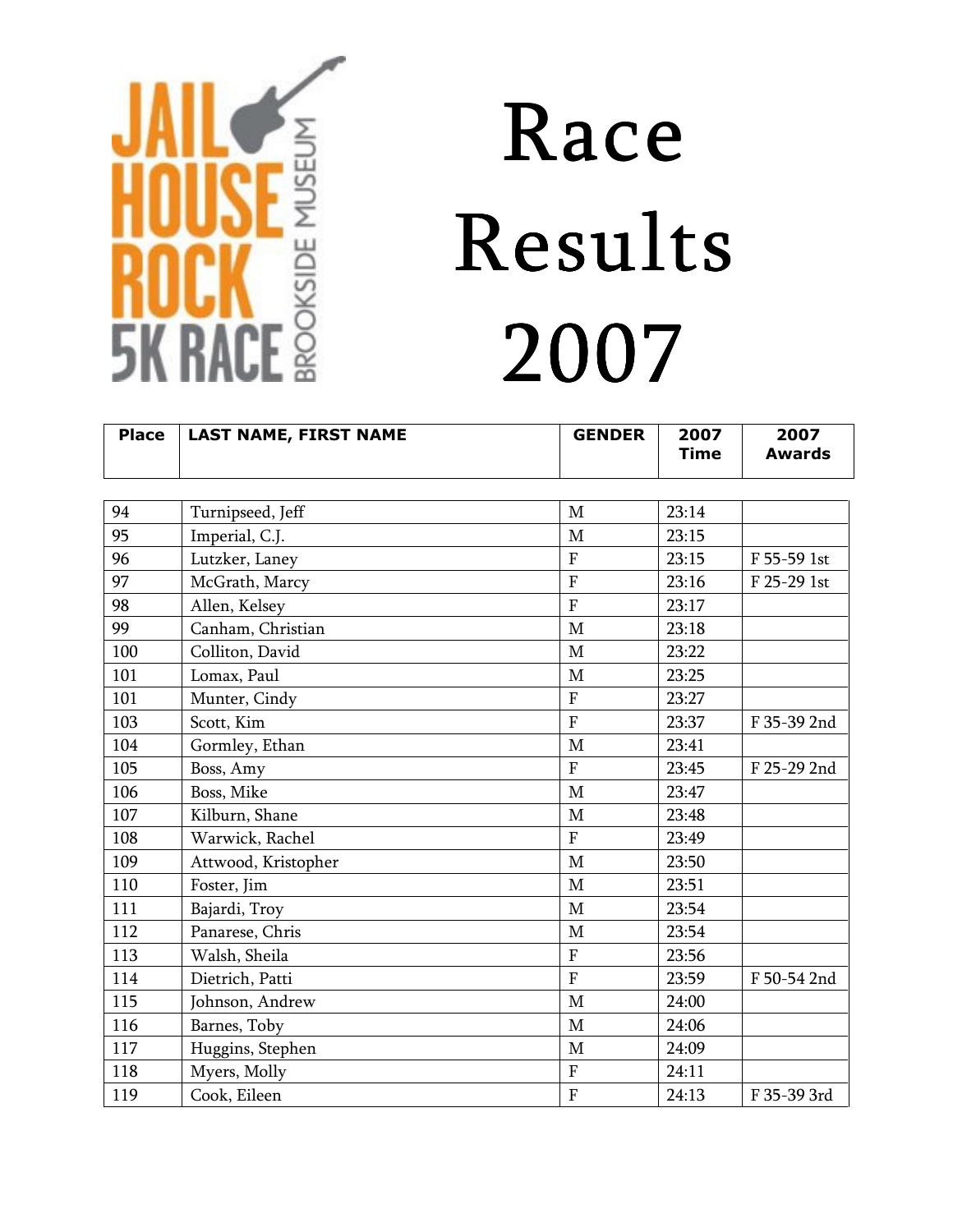JAIL HOUSE ROCK 5K RACE BROOKSIDE MUSEUM

# Race Results 2007

| Place | LAST NAME, FIRST NAME | GENDER | 2007 Time | 2007 Awards |
|---|---|---|---|---|
| 94 | Turnipseed, Jeff | M | 23:14 | |
| 95 | Imperial, C.J. | M | 23:15 | |
| 96 | Lutzker, Laney | F | 23:15 | F 55-59 1st |
| 97 | McGrath, Marcy | F | 23:16 | F 25-29 1st |
| 98 | Allen, Kelsey | F | 23:17 | |
| 99 | Canham, Christian | M | 23:18 | |
| 100 | Colliton, David | M | 23:22 | |
| 101 | Lomax, Paul | M | 23:25 | |
| 101 | Munter, Cindy | F | 23:27 | |
| 103 | Scott, Kim | F | 23:37 | F 35-39 2nd |
| 104 | Gormley, Ethan | M | 23:41 | |
| 105 | Boss, Amy | F | 23:45 | F 25-29 2nd |
| 106 | Boss, Mike | M | 23:47 | |
| 107 | Kilburn, Shane | M | 23:48 | |
| 108 | Warwick, Rachel | F | 23:49 | |
| 109 | Attwood, Kristopher | M | 23:50 | |
| 110 | Foster, Jim | M | 23:51 | |
| 111 | Bajardi, Troy | M | 23:54 | |
| 112 | Panarese, Chris | M | 23:54 | |
| 113 | Walsh, Sheila | F | 23:56 | |
| 114 | Dietrich, Patti | F | 23:59 | F 50-54 2nd |
| 115 | Johnson, Andrew | M | 24:00 | |
| 116 | Barnes, Toby | M | 24:06 | |
| 117 | Huggins, Stephen | M | 24:09 | |
| 118 | Myers, Molly | F | 24:11 | |
| 119 | Cook, Eileen | F | 24:13 | F 35-39 3rd |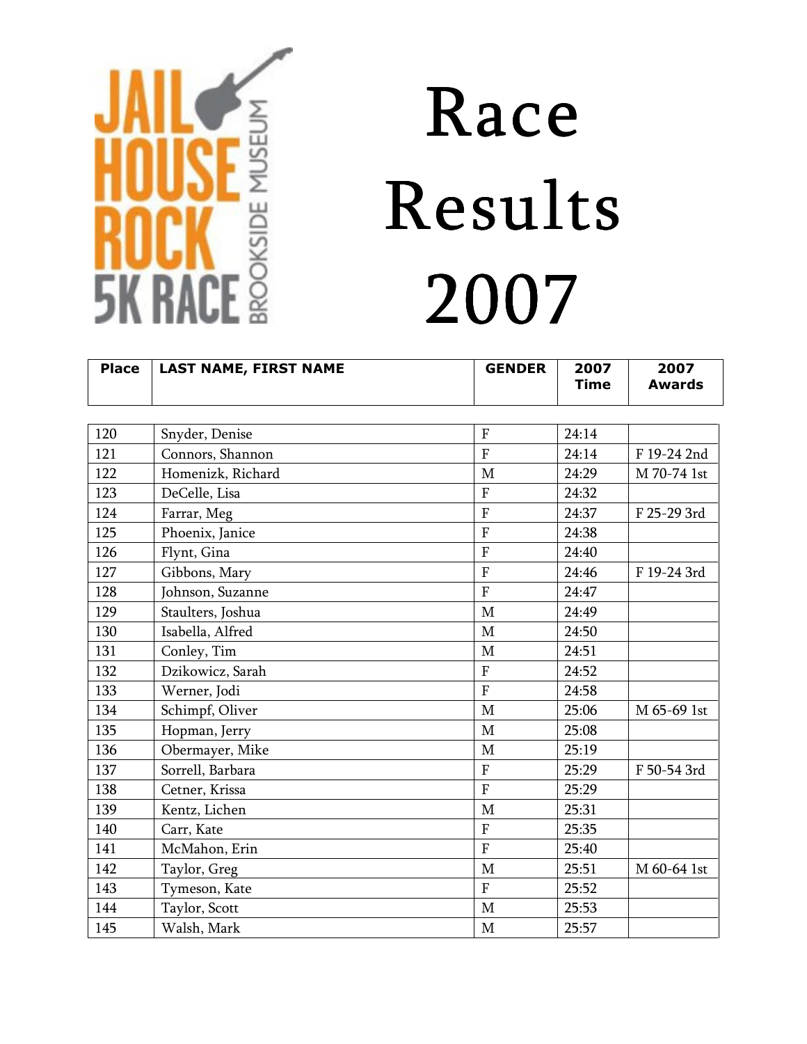JAIL HOUSE ROCK 5K RACE BROOKSIDE MUSEUM

# Race Results 2007

| Place | LAST NAME, FIRST NAME | GENDER | 2007 Time | 2007 Awards |
|---|---|---|---|---|
| 120 | Snyder, Denise | F | 24:14 | |
| 121 | Connors, Shannon | F | 24:14 | F 19-24 2nd |
| 122 | Homenizk, Richard | M | 24:29 | M 70-74 1st |
| 123 | DeCelle, Lisa | F | 24:32 | |
| 124 | Farrar, Meg | F | 24:37 | F 25-29 3rd |
| 125 | Phoenix, Janice | F | 24:38 | |
| 126 | Flynt, Gina | F | 24:40 | |
| 127 | Gibbons, Mary | F | 24:46 | F 19-24 3rd |
| 128 | Johnson, Suzanne | F | 24:47 | |
| 129 | Staulters, Joshua | M | 24:49 | |
| 130 | Isabella, Alfred | M | 24:50 | |
| 131 | Conley, Tim | M | 24:51 | |
| 132 | Dzikowicz, Sarah | F | 24:52 | |
| 133 | Werner, Jodi | F | 24:58 | |
| 134 | Schimpf, Oliver | M | 25:06 | M 65-69 1st |
| 135 | Hopman, Jerry | M | 25:08 | |
| 136 | Obermayer, Mike | M | 25:19 | |
| 137 | Sorrell, Barbara | F | 25:29 | F 50-54 3rd |
| 138 | Cetner, Krissa | F | 25:29 | |
| 139 | Kentz, Lichen | M | 25:31 | |
| 140 | Carr, Kate | F | 25:35 | |
| 141 | McMahon, Erin | F | 25:40 | |
| 142 | Taylor, Greg | M | 25:51 | M 60-64 1st |
| 143 | Tymeson, Kate | F | 25:52 | |
| 144 | Taylor, Scott | M | 25:53 | |
| 145 | Walsh, Mark | M | 25:57 | |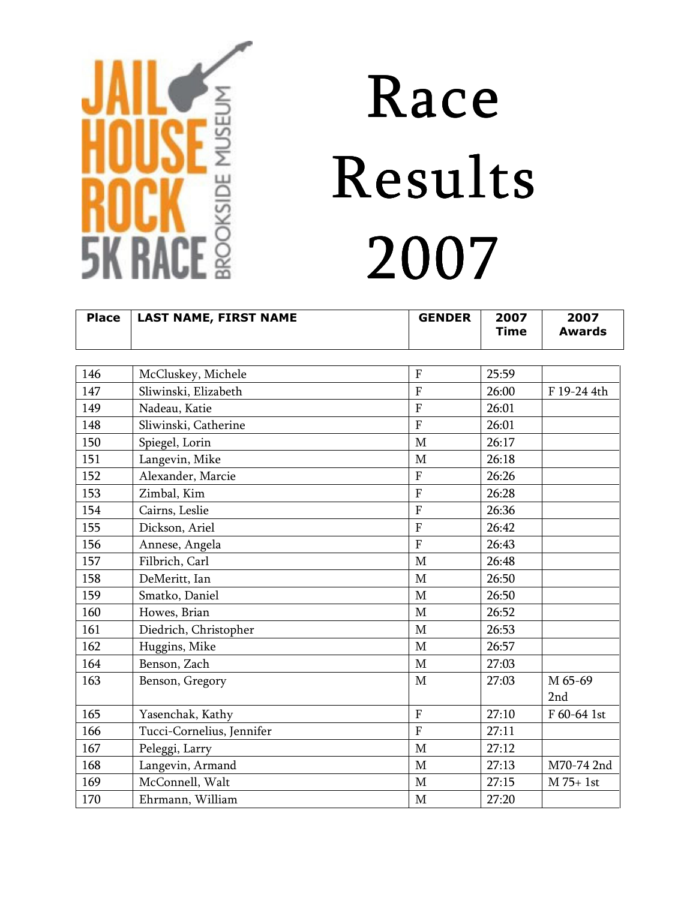# Race Results 2007

| Place | LAST NAME, FIRST NAME | GENDER | 2007 Time | 2007 Awards |
|---|---|---|---|---|
| 146 | McCluskey, Michele | F | 25:59 | |
| 147 | Sliwinski, Elizabeth | F | 26:00 | F 19-24 4th |
| 149 | Nadeau, Katie | F | 26:01 | |
| 148 | Sliwinski, Catherine | F | 26:01 | |
| 150 | Spiegel, Lorin | M | 26:17 | |
| 151 | Langevin, Mike | M | 26:18 | |
| 152 | Alexander, Marcie | F | 26:26 | |
| 153 | Zimbal, Kim | F | 26:28 | |
| 154 | Cairns, Leslie | F | 26:36 | |
| 155 | Dickson, Ariel | F | 26:42 | |
| 156 | Annese, Angela | F | 26:43 | |
| 157 | Filbrich, Carl | M | 26:48 | |
| 158 | DeMeritt, Ian | M | 26:50 | |
| 159 | Smatko, Daniel | M | 26:50 | |
| 160 | Howes, Brian | M | 26:52 | |
| 161 | Diedrich, Christopher | M | 26:53 | |
| 162 | Huggins, Mike | M | 26:57 | |
| 164 | Benson, Zach | M | 27:03 | |
| 163 | Benson, Gregory | M | 27:03 | M 65-69 2nd |
| 165 | Yasenchak, Kathy | F | 27:10 | F 60-64 1st |
| 166 | Tucci-Cornelius, Jennifer | F | 27:11 | |
| 167 | Peleggi, Larry | M | 27:12 | |
| 168 | Langevin, Armand | M | 27:13 | M70-74 2nd |
| 169 | McConnell, Walt | M | 27:15 | M 75+ 1st |
| 170 | Ehrmann, William | M | 27:20 | |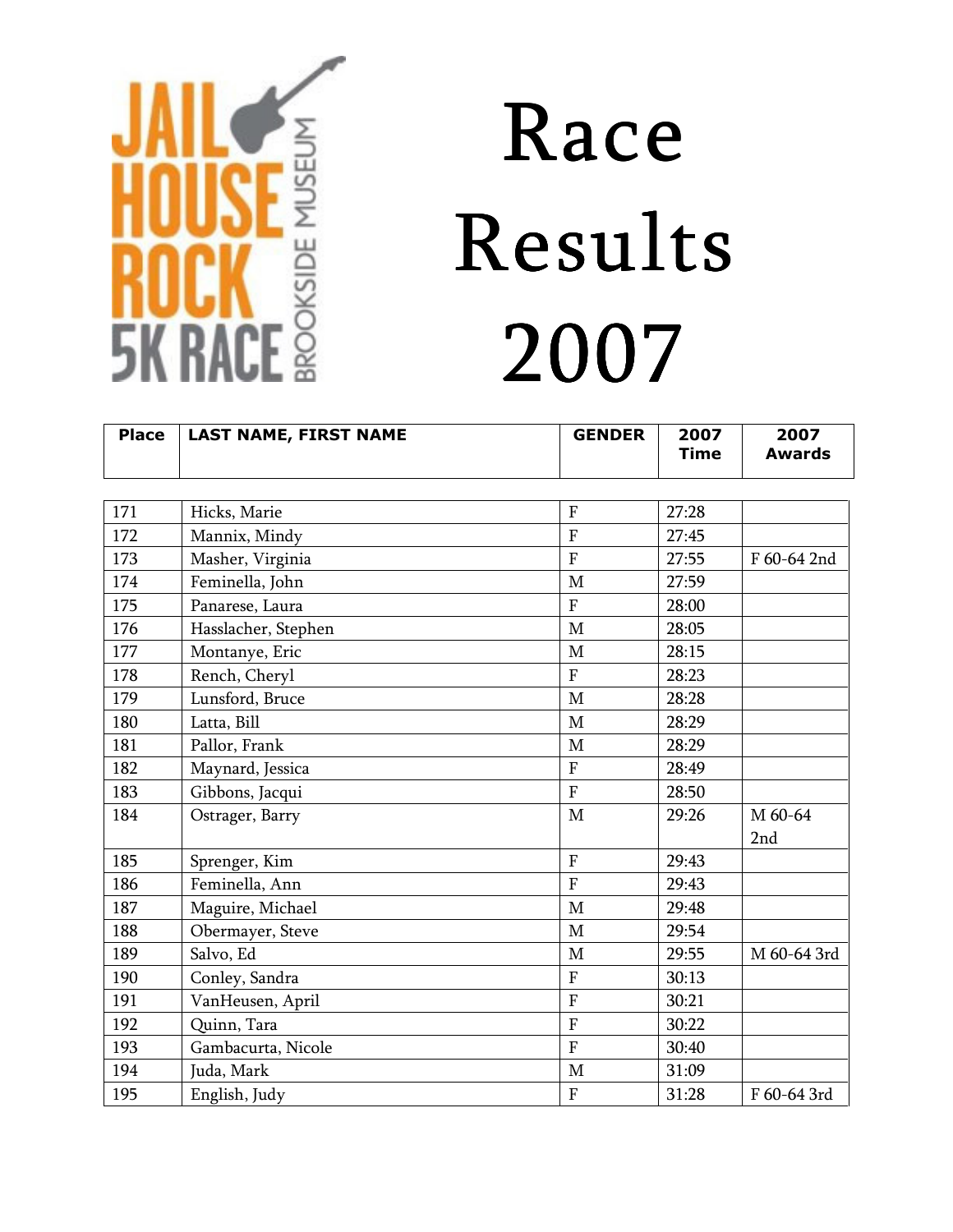JAIL HOUSE ROCK 5K RACE BROOKSIDE MUSEUM

# Race Results 2007

| Place | LAST NAME, FIRST NAME | GENDER | 2007 Time | 2007 Awards |
|---|---|---|---|---|
| 171 | Hicks, Marie | F | 27:28 | |
| 172 | Mannix, Mindy | F | 27:45 | |
| 173 | Masher, Virginia | F | 27:55 | F 60-64 2nd |
| 174 | Feminella, John | M | 27:59 | |
| 175 | Panarese, Laura | F | 28:00 | |
| 176 | Hasslacher, Stephen | M | 28:05 | |
| 177 | Montanye, Eric | M | 28:15 | |
| 178 | Rench, Cheryl | F | 28:23 | |
| 179 | Lunsford, Bruce | M | 28:28 | |
| 180 | Latta, Bill | M | 28:29 | |
| 181 | Pallor, Frank | M | 28:29 | |
| 182 | Maynard, Jessica | F | 28:49 | |
| 183 | Gibbons, Jacqui | F | 28:50 | |
| 184 | Ostrager, Barry | M | 29:26 | M 60-64 2nd |
| 185 | Sprenger, Kim | F | 29:43 | |
| 186 | Feminella, Ann | F | 29:43 | |
| 187 | Maguire, Michael | M | 29:48 | |
| 188 | Obermayer, Steve | M | 29:54 | |
| 189 | Salvo, Ed | M | 29:55 | M 60-64 3rd |
| 190 | Conley, Sandra | F | 30:13 | |
| 191 | VanHeusen, April | F | 30:21 | |
| 192 | Quinn, Tara | F | 30:22 | |
| 193 | Gambacurta, Nicole | F | 30:40 | |
| 194 | Juda, Mark | M | 31:09 | |
| 195 | English, Judy | F | 31:28 | F 60-64 3rd |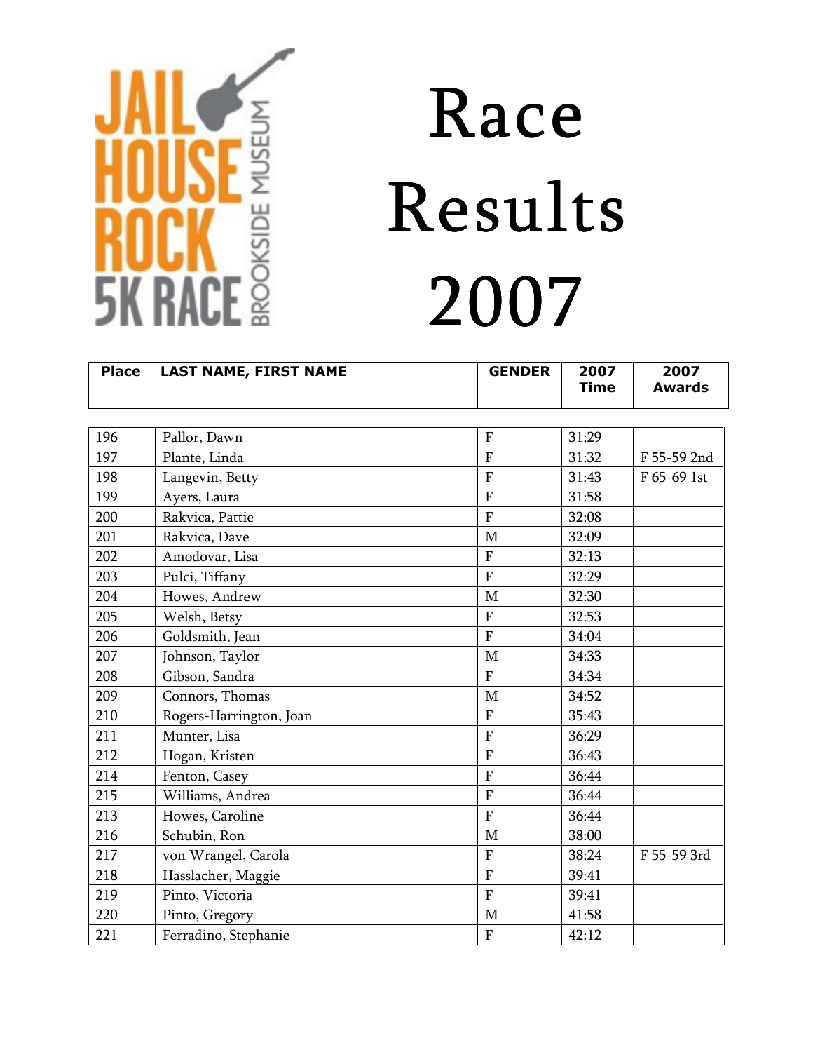JAIL HOUSE ROCK 5K RACE BROOKSIDE MUSEUM

# Race Results 2007

| Place | LAST NAME, FIRST NAME | GENDER | 2007 Time | 2007 Awards |
|---|---|---|---|---|
| 196 | Pallor, Dawn | F | 31:29 | |
| 197 | Plante, Linda | F | 31:32 | F 55-59 2nd |
| 198 | Langevin, Betty | F | 31:43 | F 65-69 1st |
| 199 | Ayers, Laura | F | 31:58 | |
| 200 | Rakvica, Pattie | F | 32:08 | |
| 201 | Rakvica, Dave | M | 32:09 | |
| 202 | Amodovar, Lisa | F | 32:13 | |
| 203 | Pulci, Tiffany | F | 32:29 | |
| 204 | Howes, Andrew | M | 32:30 | |
| 205 | Welsh, Betsy | F | 32:53 | |
| 206 | Goldsmith, Jean | F | 34:04 | |
| 207 | Johnson, Taylor | M | 34:33 | |
| 208 | Gibson, Sandra | F | 34:34 | |
| 209 | Connors, Thomas | M | 34:52 | |
| 210 | Rogers-Harrington, Joan | F | 35:43 | |
| 211 | Munter, Lisa | F | 36:29 | |
| 212 | Hogan, Kristen | F | 36:43 | |
| 214 | Fenton, Casey | F | 36:44 | |
| 215 | Williams, Andrea | F | 36:44 | |
| 213 | Howes, Caroline | F | 36:44 | |
| 216 | Schubin, Ron | M | 38:00 | |
| 217 | von Wrangel, Carola | F | 38:24 | F 55-59 3rd |
| 218 | Hasslacher, Maggie | F | 39:41 | |
| 219 | Pinto, Victoria | F | 39:41 | |
| 220 | Pinto, Gregory | M | 41:58 | |
| 221 | Ferradino, Stephanie | F | 42:12 | |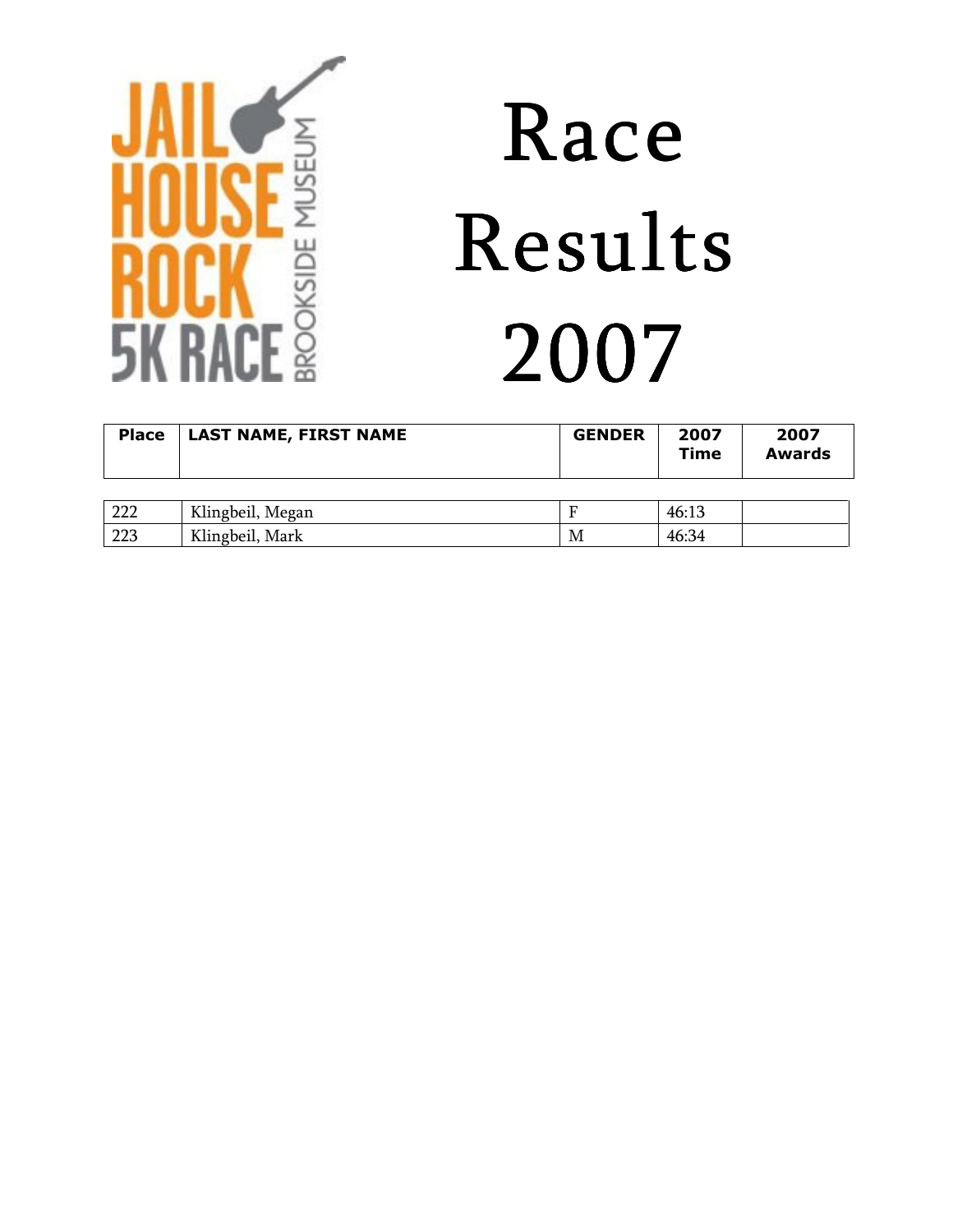# Race Results 2007

| Place | LAST NAME, FIRST NAME | GENDER | 2007 Time | 2007 Awards |
|---|---|---|---|---|
| 222 | Klingbeil, Megan | F | 46:13 | |
| 223 | Klingbeil, Mark | M | 46:34 | |